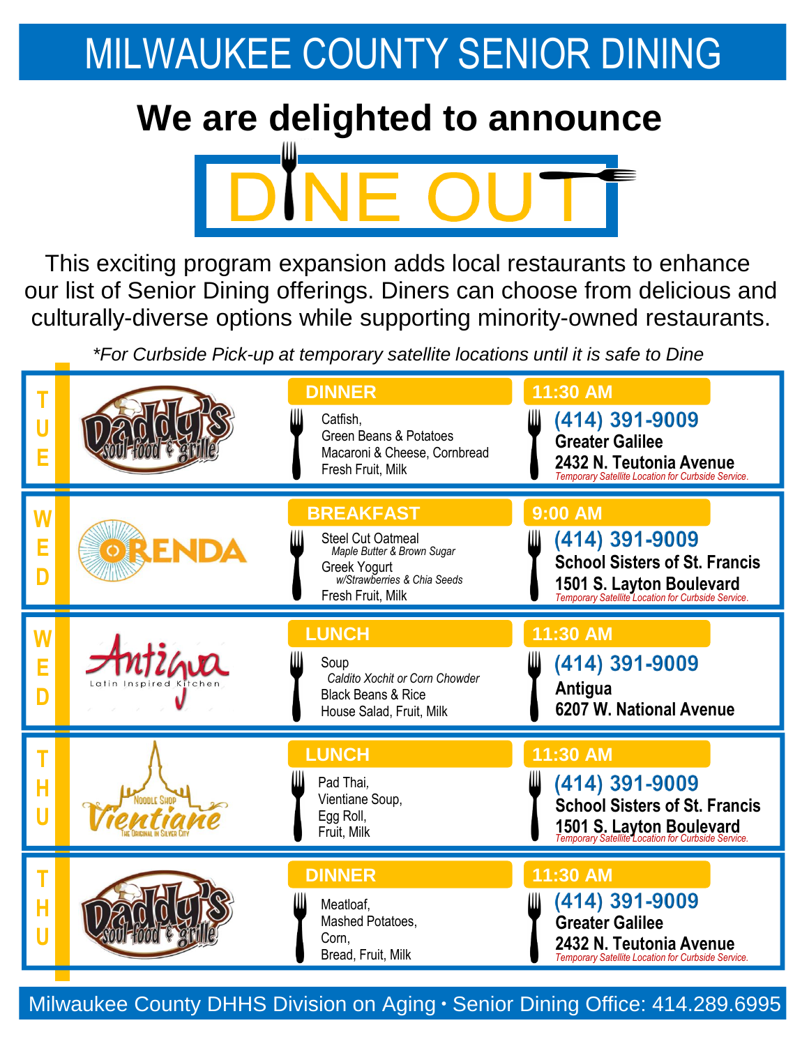# MILWAUKEE COUNTY SENIOR DINING

## We are delighted to announce

# DINE OUT

This exciting program expansion adds local restaurants to enhance our list of Senior Dining offerings. Diners can choose from delicious and culturally-diverse options while supporting minority-owned restaurants.

*\*For Curbside Pick-up at temporary satellite locations until it is safe to Dine*

| Day | Restaurant | Meal | Time / Location |
|---|---|---|---|
| TUE | Daddy's Soul Food & Grille | **DINNER**<br>Catfish,<br>Green Beans & Potatoes<br>Macaroni & Cheese, Cornbread<br>Fresh Fruit, Milk | **11:30 AM**<br>**(414) 391-9009**<br>**Greater Galilee**<br>**2432 N. Teutonia Avenue**<br>*Temporary Satellite Location for Curbside Service.* |
| WED | Orenda | **BREAKFAST**<br>Steel Cut Oatmeal<br>*Maple Butter & Brown Sugar*<br>Greek Yogurt<br>*w/Strawberries & Chia Seeds*<br>Fresh Fruit, Milk | **9:00 AM**<br>**(414) 391-9009**<br>**School Sisters of St. Francis**<br>**1501 S. Layton Boulevard**<br>*Temporary Satellite Location for Curbside Service.* |
| WED | Antigua Latin Inspired Kitchen | **LUNCH**<br>Soup<br>*Caldito Xochit or Corn Chowder*<br>Black Beans & Rice<br>House Salad, Fruit, Milk | **11:30 AM**<br>**(414) 391-9009**<br>**Antigua**<br>**6207 W. National Avenue** |
| THU | Noodle Shop Vientiane The Original in Silver City | **LUNCH**<br>Pad Thai,<br>Vientiane Soup,<br>Egg Roll,<br>Fruit, Milk | **11:30 AM**<br>**(414) 391-9009**<br>**School Sisters of St. Francis**<br>**1501 S. Layton Boulevard**<br>*Temporary Satellite Location for Curbside Service.* |
| THU | Daddy's Soul Food & Grille | **DINNER**<br>Meatloaf,<br>Mashed Potatoes,<br>Corn,<br>Bread, Fruit, Milk | **11:30 AM**<br>**(414) 391-9009**<br>**Greater Galilee**<br>**2432 N. Teutonia Avenue**<br>*Temporary Satellite Location for Curbside Service.* |

Milwaukee County DHHS Division on Aging • Senior Dining Office: 414.289.6995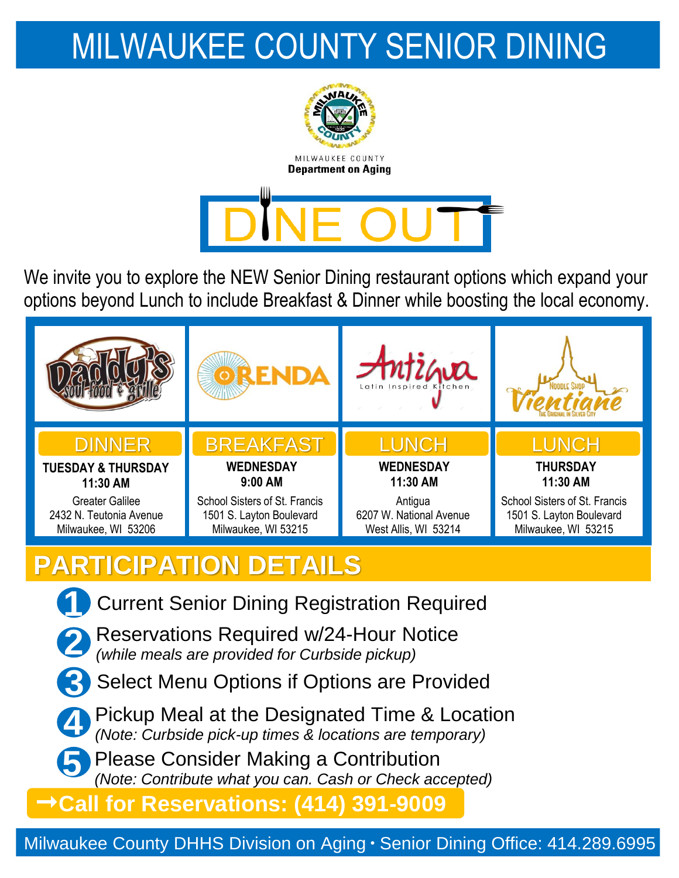# MILWAUKEE COUNTY SENIOR DINING

MILWAUKEE COUNTY
**Department on Aging**

# DINE OUT

We invite you to explore the NEW Senior Dining restaurant options which expand your options beyond Lunch to include Breakfast & Dinner while boosting the local economy.

| Daddy's soul food & grille | ORENDA | Antigua Latin Inspired Kitchen | Noodle Shop Vientiane The Original in Silver City |
|---|---|---|---|
| DINNER | BREAKFAST | LUNCH | LUNCH |
| **TUESDAY & THURSDAY 11:30 AM** | **WEDNESDAY 9:00 AM** | **WEDNESDAY 11:30 AM** | **THURSDAY 11:30 AM** |
| Greater Galilee 2432 N. Teutonia Avenue Milwaukee, WI 53206 | School Sisters of St. Francis 1501 S. Layton Boulevard Milwaukee, WI 53215 | Antigua 6207 W. National Avenue West Allis, WI 53214 | School Sisters of St. Francis 1501 S. Layton Boulevard Milwaukee, WI 53215 |

## PARTICIPATION DETAILS

1. Current Senior Dining Registration Required
2. Reservations Required w/24-Hour Notice
   *(while meals are provided for Curbside pickup)*
3. Select Menu Options if Options are Provided
4. Pickup Meal at the Designated Time & Location
   *(Note: Curbside pick-up times & locations are temporary)*
5. Please Consider Making a Contribution
   *(Note: Contribute what you can. Cash or Check accepted)*

**➞Call for Reservations: (414) 391-9009**

Milwaukee County DHHS Division on Aging • Senior Dining Office: 414.289.6995